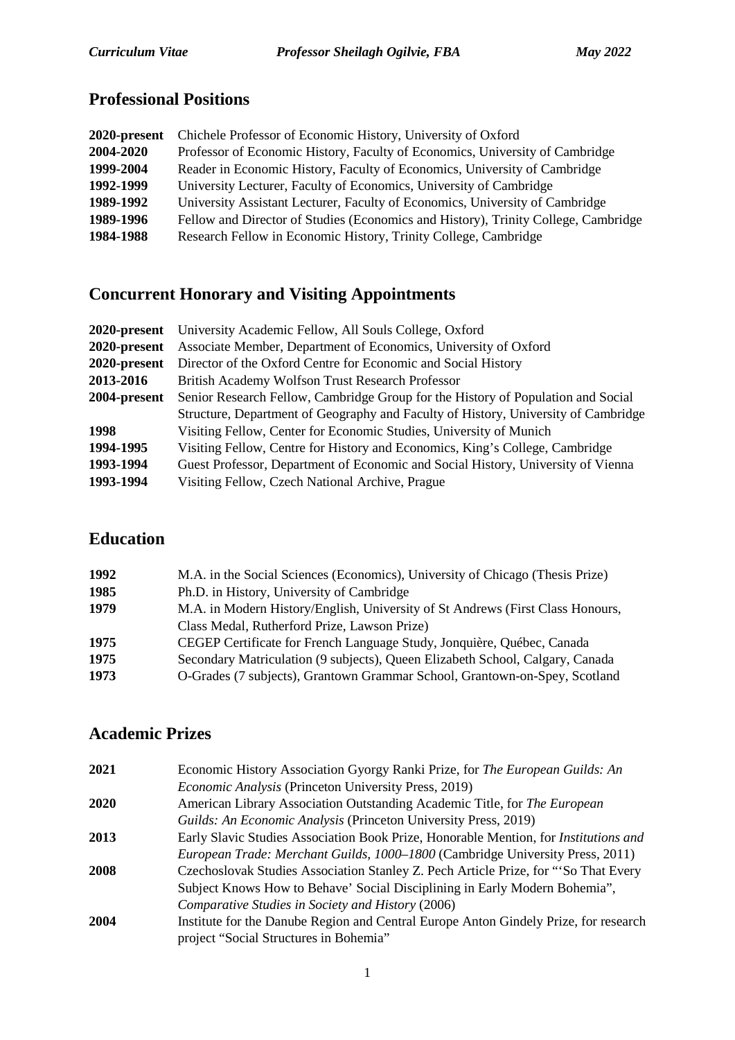## Professional Positions

| | |
|---|---|
| **2020-present** | Chichele Professor of Economic History, University of Oxford |
| **2004-2020** | Professor of Economic History, Faculty of Economics, University of Cambridge |
| **1999-2004** | Reader in Economic History, Faculty of Economics, University of Cambridge |
| **1992-1999** | University Lecturer, Faculty of Economics, University of Cambridge |
| **1989-1992** | University Assistant Lecturer, Faculty of Economics, University of Cambridge |
| **1989-1996** | Fellow and Director of Studies (Economics and History), Trinity College, Cambridge |
| **1984-1988** | Research Fellow in Economic History, Trinity College, Cambridge |

## Concurrent Honorary and Visiting Appointments

| | |
|---|---|
| **2020-present** | University Academic Fellow, All Souls College, Oxford |
| **2020-present** | Associate Member, Department of Economics, University of Oxford |
| **2020-present** | Director of the Oxford Centre for Economic and Social History |
| **2013-2016** | British Academy Wolfson Trust Research Professor |
| **2004-present** | Senior Research Fellow, Cambridge Group for the History of Population and Social Structure, Department of Geography and Faculty of History, University of Cambridge |
| **1998** | Visiting Fellow, Center for Economic Studies, University of Munich |
| **1994-1995** | Visiting Fellow, Centre for History and Economics, King's College, Cambridge |
| **1993-1994** | Guest Professor, Department of Economic and Social History, University of Vienna |
| **1993-1994** | Visiting Fellow, Czech National Archive, Prague |

## Education

| | |
|---|---|
| **1992** | M.A. in the Social Sciences (Economics), University of Chicago (Thesis Prize) |
| **1985** | Ph.D. in History, University of Cambridge |
| **1979** | M.A. in Modern History/English, University of St Andrews (First Class Honours, Class Medal, Rutherford Prize, Lawson Prize) |
| **1975** | CEGEP Certificate for French Language Study, Jonquière, Québec, Canada |
| **1975** | Secondary Matriculation (9 subjects), Queen Elizabeth School, Calgary, Canada |
| **1973** | O-Grades (7 subjects), Grantown Grammar School, Grantown-on-Spey, Scotland |

## Academic Prizes

| | |
|---|---|
| **2021** | Economic History Association Gyorgy Ranki Prize, for *The European Guilds: An Economic Analysis* (Princeton University Press, 2019) |
| **2020** | American Library Association Outstanding Academic Title, for *The European Guilds: An Economic Analysis* (Princeton University Press, 2019) |
| **2013** | Early Slavic Studies Association Book Prize, Honorable Mention, for *Institutions and European Trade: Merchant Guilds, 1000–1800* (Cambridge University Press, 2011) |
| **2008** | Czechoslovak Studies Association Stanley Z. Pech Article Prize, for "'So That Every Subject Knows How to Behave' Social Disciplining in Early Modern Bohemia", *Comparative Studies in Society and History* (2006) |
| **2004** | Institute for the Danube Region and Central Europe Anton Gindely Prize, for research project "Social Structures in Bohemia" |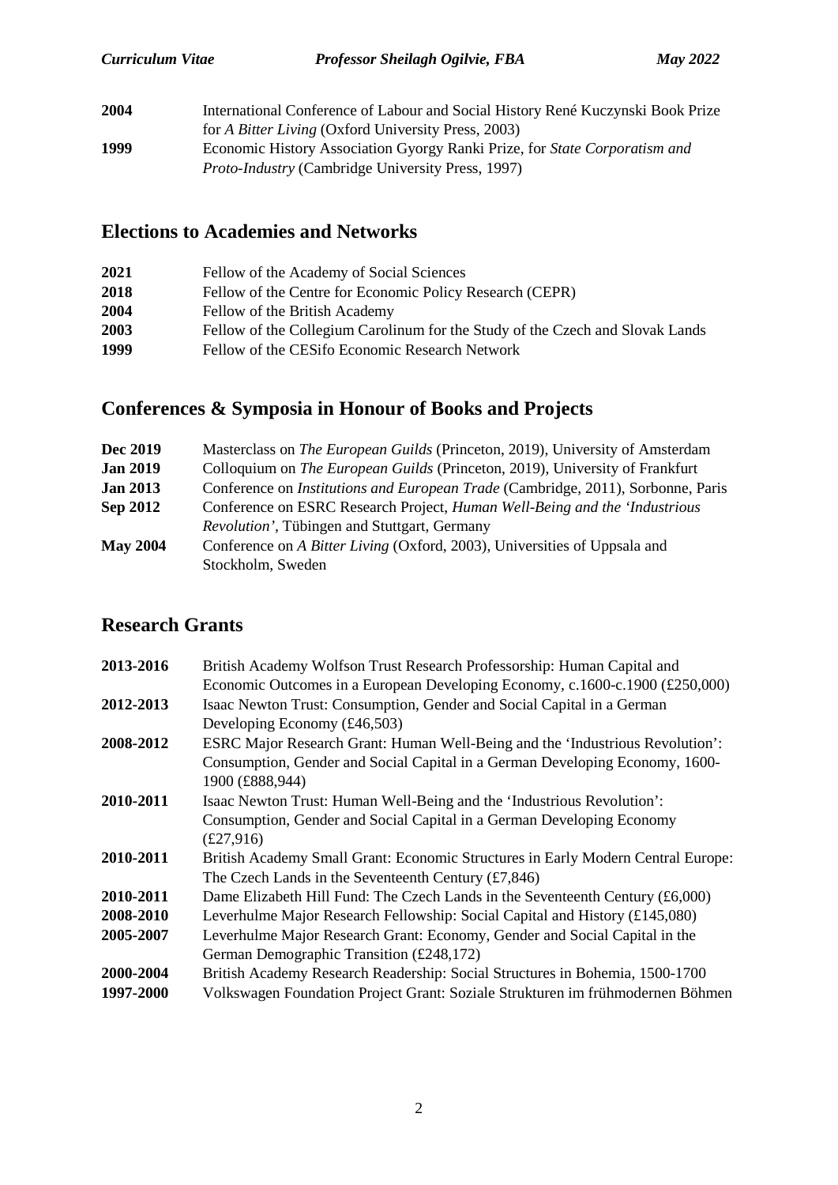**2004** International Conference of Labour and Social History René Kuczynski Book Prize for *A Bitter Living* (Oxford University Press, 2003)

**1999** Economic History Association Gyorgy Ranki Prize, for *State Corporatism and Proto-Industry* (Cambridge University Press, 1997)

## Elections to Academies and Networks

**2021** Fellow of the Academy of Social Sciences

**2018** Fellow of the Centre for Economic Policy Research (CEPR)

**2004** Fellow of the British Academy

**2003** Fellow of the Collegium Carolinum for the Study of the Czech and Slovak Lands

**1999** Fellow of the CESifo Economic Research Network

## Conferences & Symposia in Honour of Books and Projects

**Dec 2019** Masterclass on *The European Guilds* (Princeton, 2019), University of Amsterdam

**Jan 2019** Colloquium on *The European Guilds* (Princeton, 2019), University of Frankfurt

**Jan 2013** Conference on *Institutions and European Trade* (Cambridge, 2011), Sorbonne, Paris

**Sep 2012** Conference on ESRC Research Project, *Human Well-Being and the 'Industrious Revolution'*, Tübingen and Stuttgart, Germany

**May 2004** Conference on *A Bitter Living* (Oxford, 2003), Universities of Uppsala and Stockholm, Sweden

## Research Grants

**2013-2016** British Academy Wolfson Trust Research Professorship: Human Capital and Economic Outcomes in a European Developing Economy, c.1600-c.1900 (£250,000)

**2012-2013** Isaac Newton Trust: Consumption, Gender and Social Capital in a German Developing Economy (£46,503)

**2008-2012** ESRC Major Research Grant: Human Well-Being and the 'Industrious Revolution': Consumption, Gender and Social Capital in a German Developing Economy, 1600-1900 (£888,944)

**2010-2011** Isaac Newton Trust: Human Well-Being and the 'Industrious Revolution': Consumption, Gender and Social Capital in a German Developing Economy (£27,916)

**2010-2011** British Academy Small Grant: Economic Structures in Early Modern Central Europe: The Czech Lands in the Seventeenth Century (£7,846)

**2010-2011** Dame Elizabeth Hill Fund: The Czech Lands in the Seventeenth Century (£6,000)

**2008-2010** Leverhulme Major Research Fellowship: Social Capital and History (£145,080)

**2005-2007** Leverhulme Major Research Grant: Economy, Gender and Social Capital in the German Demographic Transition (£248,172)

**2000-2004** British Academy Research Readership: Social Structures in Bohemia, 1500-1700

**1997-2000** Volkswagen Foundation Project Grant: Soziale Strukturen im frühmodernen Böhmen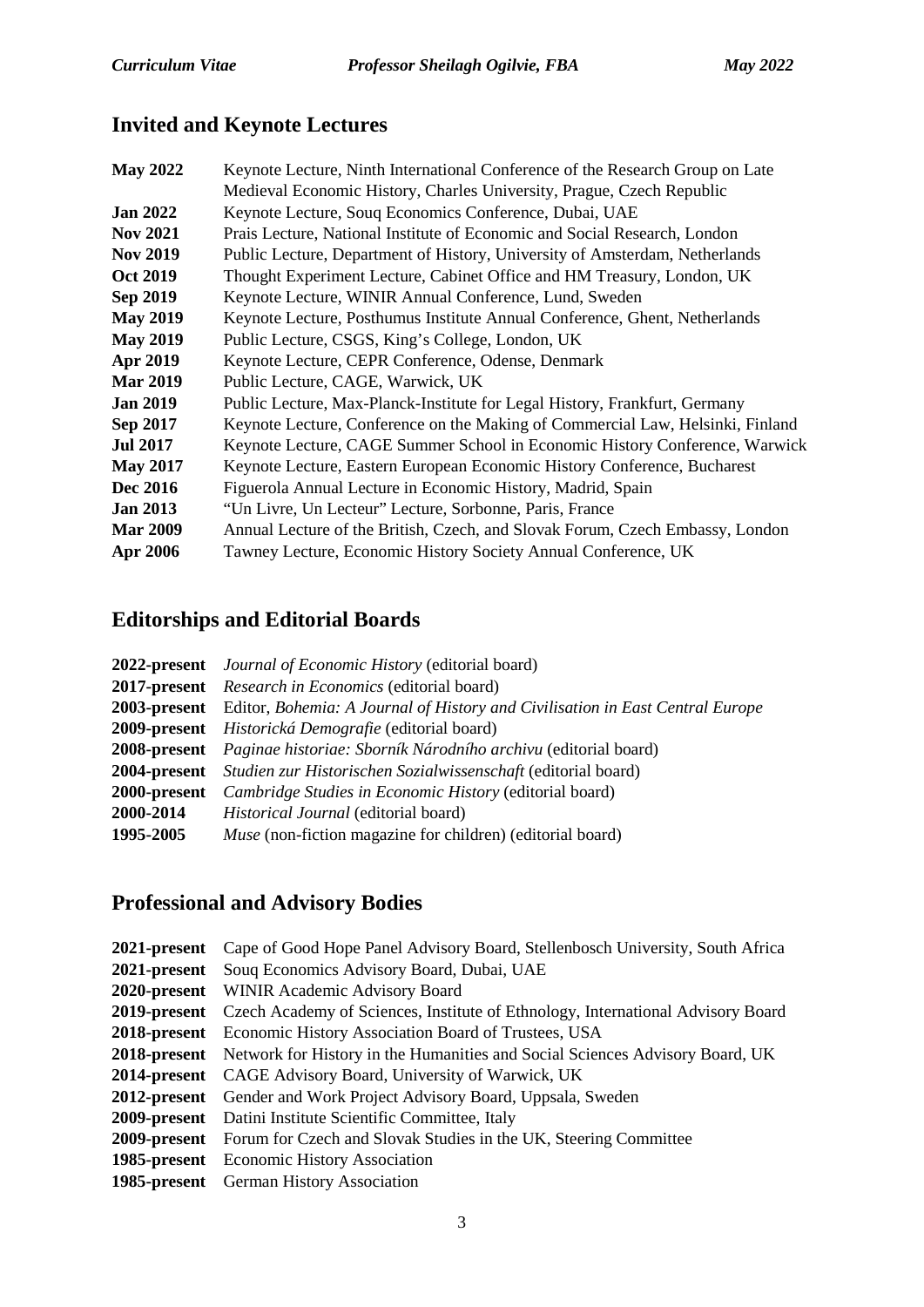## Invited and Keynote Lectures

**May 2022** Keynote Lecture, Ninth International Conference of the Research Group on Late Medieval Economic History, Charles University, Prague, Czech Republic
**Jan 2022** Keynote Lecture, Souq Economics Conference, Dubai, UAE
**Nov 2021** Prais Lecture, National Institute of Economic and Social Research, London
**Nov 2019** Public Lecture, Department of History, University of Amsterdam, Netherlands
**Oct 2019** Thought Experiment Lecture, Cabinet Office and HM Treasury, London, UK
**Sep 2019** Keynote Lecture, WINIR Annual Conference, Lund, Sweden
**May 2019** Keynote Lecture, Posthumus Institute Annual Conference, Ghent, Netherlands
**May 2019** Public Lecture, CSGS, King's College, London, UK
**Apr 2019** Keynote Lecture, CEPR Conference, Odense, Denmark
**Mar 2019** Public Lecture, CAGE, Warwick, UK
**Jan 2019** Public Lecture, Max-Planck-Institute for Legal History, Frankfurt, Germany
**Sep 2017** Keynote Lecture, Conference on the Making of Commercial Law, Helsinki, Finland
**Jul 2017** Keynote Lecture, CAGE Summer School in Economic History Conference, Warwick
**May 2017** Keynote Lecture, Eastern European Economic History Conference, Bucharest
**Dec 2016** Figuerola Annual Lecture in Economic History, Madrid, Spain
**Jan 2013** "Un Livre, Un Lecteur" Lecture, Sorbonne, Paris, France
**Mar 2009** Annual Lecture of the British, Czech, and Slovak Forum, Czech Embassy, London
**Apr 2006** Tawney Lecture, Economic History Society Annual Conference, UK

## Editorships and Editorial Boards

**2022-present** *Journal of Economic History* (editorial board)
**2017-present** *Research in Economics* (editorial board)
**2003-present** Editor, *Bohemia: A Journal of History and Civilisation in East Central Europe*
**2009-present** *Historická Demografie* (editorial board)
**2008-present** *Paginae historiae: Sborník Národního archivu* (editorial board)
**2004-present** *Studien zur Historischen Sozialwissenschaft* (editorial board)
**2000-present** *Cambridge Studies in Economic History* (editorial board)
**2000-2014** *Historical Journal* (editorial board)
**1995-2005** *Muse* (non-fiction magazine for children) (editorial board)

## Professional and Advisory Bodies

**2021-present** Cape of Good Hope Panel Advisory Board, Stellenbosch University, South Africa
**2021-present** Souq Economics Advisory Board, Dubai, UAE
**2020-present** WINIR Academic Advisory Board
**2019-present** Czech Academy of Sciences, Institute of Ethnology, International Advisory Board
**2018-present** Economic History Association Board of Trustees, USA
**2018-present** Network for History in the Humanities and Social Sciences Advisory Board, UK
**2014-present** CAGE Advisory Board, University of Warwick, UK
**2012-present** Gender and Work Project Advisory Board, Uppsala, Sweden
**2009-present** Datini Institute Scientific Committee, Italy
**2009-present** Forum for Czech and Slovak Studies in the UK, Steering Committee
**1985-present** Economic History Association
**1985-present** German History Association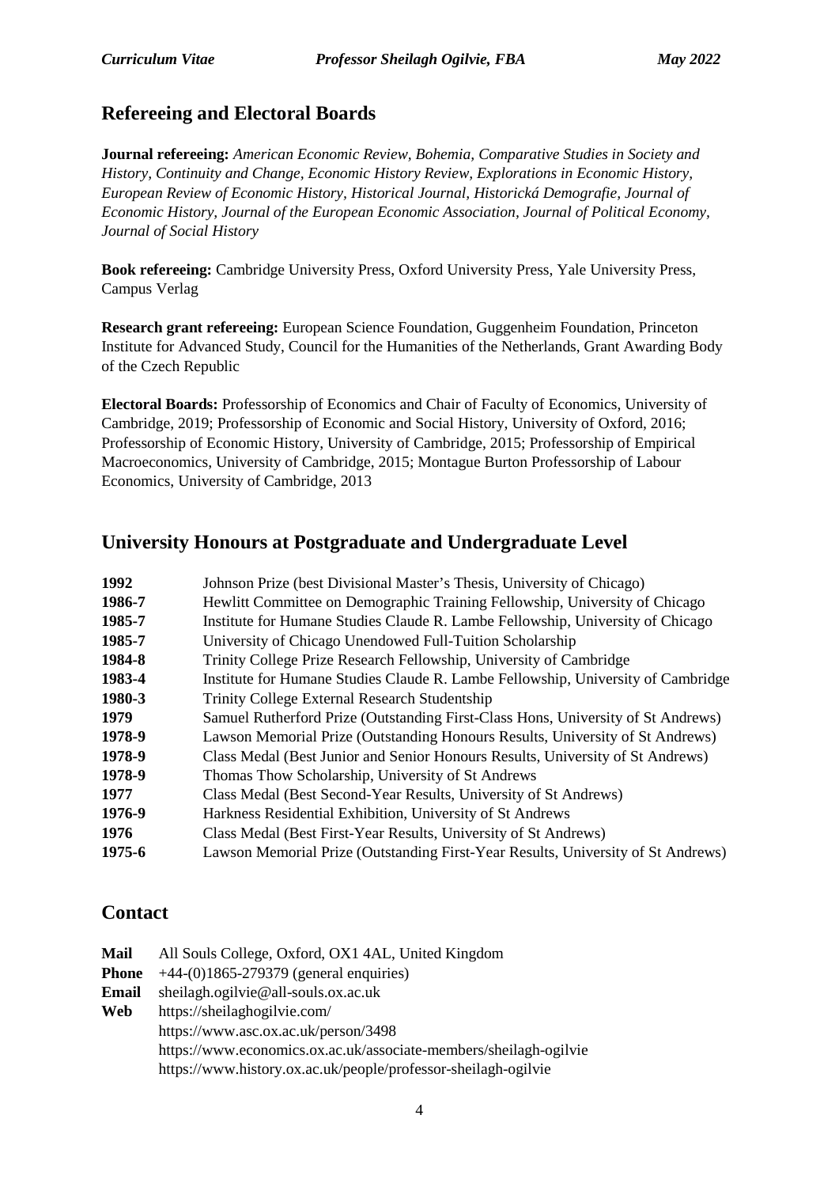## Refereeing and Electoral Boards

**Journal refereeing:** *American Economic Review, Bohemia, Comparative Studies in Society and History, Continuity and Change, Economic History Review, Explorations in Economic History, European Review of Economic History, Historical Journal, Historická Demografie, Journal of Economic History, Journal of the European Economic Association, Journal of Political Economy, Journal of Social History*

**Book refereeing:** Cambridge University Press, Oxford University Press, Yale University Press, Campus Verlag

**Research grant refereeing:** European Science Foundation, Guggenheim Foundation, Princeton Institute for Advanced Study, Council for the Humanities of the Netherlands, Grant Awarding Body of the Czech Republic

**Electoral Boards:** Professorship of Economics and Chair of Faculty of Economics, University of Cambridge, 2019; Professorship of Economic and Social History, University of Oxford, 2016; Professorship of Economic History, University of Cambridge, 2015; Professorship of Empirical Macroeconomics, University of Cambridge, 2015; Montague Burton Professorship of Labour Economics, University of Cambridge, 2013

## University Honours at Postgraduate and Undergraduate Level

| | |
|---|---|
| **1992** | Johnson Prize (best Divisional Master's Thesis, University of Chicago) |
| **1986-7** | Hewlitt Committee on Demographic Training Fellowship, University of Chicago |
| **1985-7** | Institute for Humane Studies Claude R. Lambe Fellowship, University of Chicago |
| **1985-7** | University of Chicago Unendowed Full-Tuition Scholarship |
| **1984-8** | Trinity College Prize Research Fellowship, University of Cambridge |
| **1983-4** | Institute for Humane Studies Claude R. Lambe Fellowship, University of Cambridge |
| **1980-3** | Trinity College External Research Studentship |
| **1979** | Samuel Rutherford Prize (Outstanding First-Class Hons, University of St Andrews) |
| **1978-9** | Lawson Memorial Prize (Outstanding Honours Results, University of St Andrews) |
| **1978-9** | Class Medal (Best Junior and Senior Honours Results, University of St Andrews) |
| **1978-9** | Thomas Thow Scholarship, University of St Andrews |
| **1977** | Class Medal (Best Second-Year Results, University of St Andrews) |
| **1976-9** | Harkness Residential Exhibition, University of St Andrews |
| **1976** | Class Medal (Best First-Year Results, University of St Andrews) |
| **1975-6** | Lawson Memorial Prize (Outstanding First-Year Results, University of St Andrews) |

## Contact

**Mail** All Souls College, Oxford, OX1 4AL, United Kingdom
**Phone** +44-(0)1865-279379 (general enquiries)
**Email** sheilagh.ogilvie@all-souls.ox.ac.uk
**Web** https://sheilaghogilvie.com/
https://www.asc.ox.ac.uk/person/3498
https://www.economics.ox.ac.uk/associate-members/sheilagh-ogilvie
https://www.history.ox.ac.uk/people/professor-sheilagh-ogilvie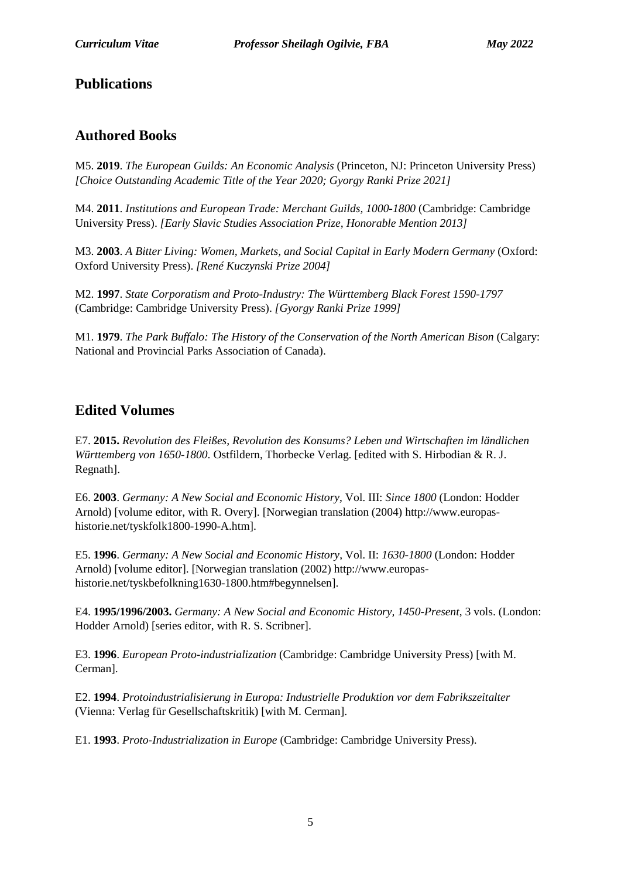# Publications

## Authored Books

M5. **2019**. *The European Guilds: An Economic Analysis* (Princeton, NJ: Princeton University Press) *[Choice Outstanding Academic Title of the Year 2020; Gyorgy Ranki Prize 2021]*

M4. **2011**. *Institutions and European Trade: Merchant Guilds, 1000-1800* (Cambridge: Cambridge University Press). *[Early Slavic Studies Association Prize, Honorable Mention 2013]*

M3. **2003**. *A Bitter Living: Women, Markets, and Social Capital in Early Modern Germany* (Oxford: Oxford University Press). *[René Kuczynski Prize 2004]*

M2. **1997**. *State Corporatism and Proto-Industry: The Württemberg Black Forest 1590-1797* (Cambridge: Cambridge University Press). *[Gyorgy Ranki Prize 1999]*

M1. **1979**. *The Park Buffalo: The History of the Conservation of the North American Bison* (Calgary: National and Provincial Parks Association of Canada).

## Edited Volumes

E7. **2015.** *Revolution des Fleißes, Revolution des Konsums? Leben und Wirtschaften im ländlichen Württemberg von 1650-1800*. Ostfildern, Thorbecke Verlag. [edited with S. Hirbodian & R. J. Regnath].

E6. **2003**. *Germany: A New Social and Economic History*, Vol. III: *Since 1800* (London: Hodder Arnold) [volume editor, with R. Overy]. [Norwegian translation (2004) http://www.europas-historie.net/tyskfolk1800-1990-A.htm].

E5. **1996**. *Germany: A New Social and Economic History*, Vol. II: *1630-1800* (London: Hodder Arnold) [volume editor]. [Norwegian translation (2002) http://www.europas-historie.net/tyskbefolkning1630-1800.htm#begynnelsen].

E4. **1995/1996/2003.** *Germany: A New Social and Economic History, 1450-Present*, 3 vols. (London: Hodder Arnold) [series editor, with R. S. Scribner].

E3. **1996**. *European Proto-industrialization* (Cambridge: Cambridge University Press) [with M. Cerman].

E2. **1994**. *Protoindustrialisierung in Europa: Industrielle Produktion vor dem Fabrikszeitalter* (Vienna: Verlag für Gesellschaftskritik) [with M. Cerman].

E1. **1993**. *Proto-Industrialization in Europe* (Cambridge: Cambridge University Press).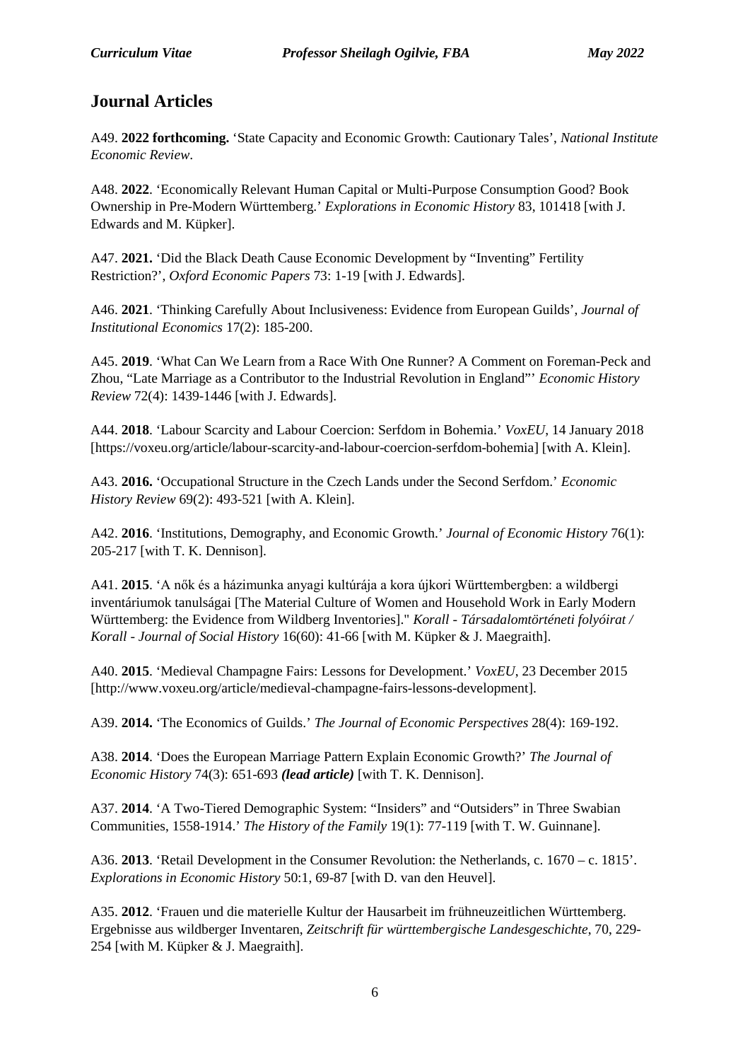## Journal Articles

A49. **2022 forthcoming.** 'State Capacity and Economic Growth: Cautionary Tales', *National Institute Economic Review*.

A48. **2022**. 'Economically Relevant Human Capital or Multi-Purpose Consumption Good? Book Ownership in Pre-Modern Württemberg.' *Explorations in Economic History* 83, 101418 [with J. Edwards and M. Küpker].

A47. **2021.** 'Did the Black Death Cause Economic Development by "Inventing" Fertility Restriction?', *Oxford Economic Papers* 73: 1-19 [with J. Edwards].

A46. **2021**. 'Thinking Carefully About Inclusiveness: Evidence from European Guilds', *Journal of Institutional Economics* 17(2): 185-200.

A45. **2019**. 'What Can We Learn from a Race With One Runner? A Comment on Foreman-Peck and Zhou, "Late Marriage as a Contributor to the Industrial Revolution in England"' *Economic History Review* 72(4): 1439-1446 [with J. Edwards].

A44. **2018**. 'Labour Scarcity and Labour Coercion: Serfdom in Bohemia.' *VoxEU*, 14 January 2018 [https://voxeu.org/article/labour-scarcity-and-labour-coercion-serfdom-bohemia] [with A. Klein].

A43. **2016.** 'Occupational Structure in the Czech Lands under the Second Serfdom.' *Economic History Review* 69(2): 493-521 [with A. Klein].

A42. **2016**. 'Institutions, Demography, and Economic Growth.' *Journal of Economic History* 76(1): 205-217 [with T. K. Dennison].

A41. **2015**. 'A nők és a házimunka anyagi kultúrája a kora újkori Württembergben: a wildbergi inventáriumok tanulságai [The Material Culture of Women and Household Work in Early Modern Württemberg: the Evidence from Wildberg Inventories]." *Korall - Társadalomtörténeti folyóirat / Korall - Journal of Social History* 16(60): 41-66 [with M. Küpker & J. Maegraith].

A40. **2015**. 'Medieval Champagne Fairs: Lessons for Development.' *VoxEU*, 23 December 2015 [http://www.voxeu.org/article/medieval-champagne-fairs-lessons-development].

A39. **2014.** 'The Economics of Guilds.' *The Journal of Economic Perspectives* 28(4): 169-192.

A38. **2014**. 'Does the European Marriage Pattern Explain Economic Growth?' *The Journal of Economic History* 74(3): 651-693 ***(lead article)*** [with T. K. Dennison].

A37. **2014**. 'A Two-Tiered Demographic System: "Insiders" and "Outsiders" in Three Swabian Communities, 1558-1914.' *The History of the Family* 19(1): 77-119 [with T. W. Guinnane].

A36. **2013**. 'Retail Development in the Consumer Revolution: the Netherlands, c. 1670 – c. 1815'. *Explorations in Economic History* 50:1, 69-87 [with D. van den Heuvel].

A35. **2012**. 'Frauen und die materielle Kultur der Hausarbeit im frühneuzeitlichen Württemberg. Ergebnisse aus wildberger Inventaren, *Zeitschrift für württembergische Landesgeschichte*, 70, 229-254 [with M. Küpker & J. Maegraith].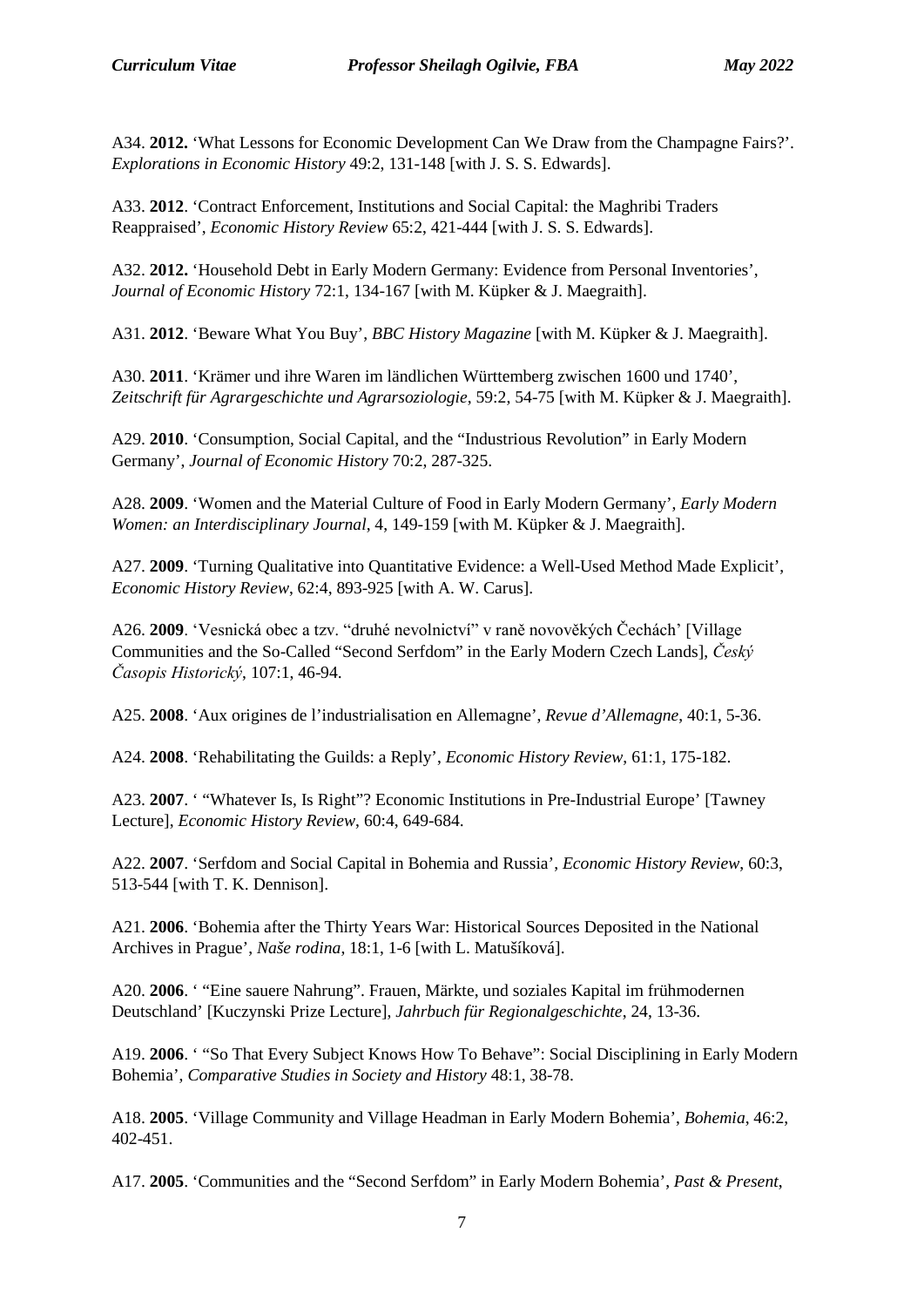A34. **2012.** 'What Lessons for Economic Development Can We Draw from the Champagne Fairs?'. *Explorations in Economic History* 49:2, 131-148 [with J. S. S. Edwards].

A33. **2012**. 'Contract Enforcement, Institutions and Social Capital: the Maghribi Traders Reappraised', *Economic History Review* 65:2, 421-444 [with J. S. S. Edwards].

A32. **2012.** 'Household Debt in Early Modern Germany: Evidence from Personal Inventories', *Journal of Economic History* 72:1, 134-167 [with M. Küpker & J. Maegraith].

A31. **2012**. 'Beware What You Buy', *BBC History Magazine* [with M. Küpker & J. Maegraith].

A30. **2011**. 'Krämer und ihre Waren im ländlichen Württemberg zwischen 1600 und 1740', *Zeitschrift für Agrargeschichte und Agrarsoziologie*, 59:2, 54-75 [with M. Küpker & J. Maegraith].

A29. **2010**. 'Consumption, Social Capital, and the "Industrious Revolution" in Early Modern Germany', *Journal of Economic History* 70:2, 287-325.

A28. **2009**. 'Women and the Material Culture of Food in Early Modern Germany', *Early Modern Women: an Interdisciplinary Journal*, 4, 149-159 [with M. Küpker & J. Maegraith].

A27. **2009**. 'Turning Qualitative into Quantitative Evidence: a Well-Used Method Made Explicit', *Economic History Review*, 62:4, 893-925 [with A. W. Carus].

A26. **2009**. 'Vesnická obec a tzv. "druhé nevolnictví" v raně novověkých Čechách' [Village Communities and the So-Called "Second Serfdom" in the Early Modern Czech Lands], *Český Časopis Historický*, 107:1, 46-94.

A25. **2008**. 'Aux origines de l'industrialisation en Allemagne', *Revue d'Allemagne*, 40:1, 5-36.

A24. **2008**. 'Rehabilitating the Guilds: a Reply', *Economic History Review*, 61:1, 175-182.

A23. **2007**. ' "Whatever Is, Is Right"? Economic Institutions in Pre-Industrial Europe' [Tawney Lecture], *Economic History Review*, 60:4, 649-684.

A22. **2007**. 'Serfdom and Social Capital in Bohemia and Russia', *Economic History Review*, 60:3, 513-544 [with T. K. Dennison].

A21. **2006**. 'Bohemia after the Thirty Years War: Historical Sources Deposited in the National Archives in Prague', *Naše rodina*, 18:1, 1-6 [with L. Matušíková].

A20. **2006**. ' "Eine sauere Nahrung". Frauen, Märkte, und soziales Kapital im frühmodernen Deutschland' [Kuczynski Prize Lecture], *Jahrbuch für Regionalgeschichte*, 24, 13-36.

A19. **2006**. ' "So That Every Subject Knows How To Behave": Social Disciplining in Early Modern Bohemia', *Comparative Studies in Society and History* 48:1, 38-78.

A18. **2005**. 'Village Community and Village Headman in Early Modern Bohemia', *Bohemia*, 46:2, 402-451.

A17. **2005**. 'Communities and the "Second Serfdom" in Early Modern Bohemia', *Past & Present*,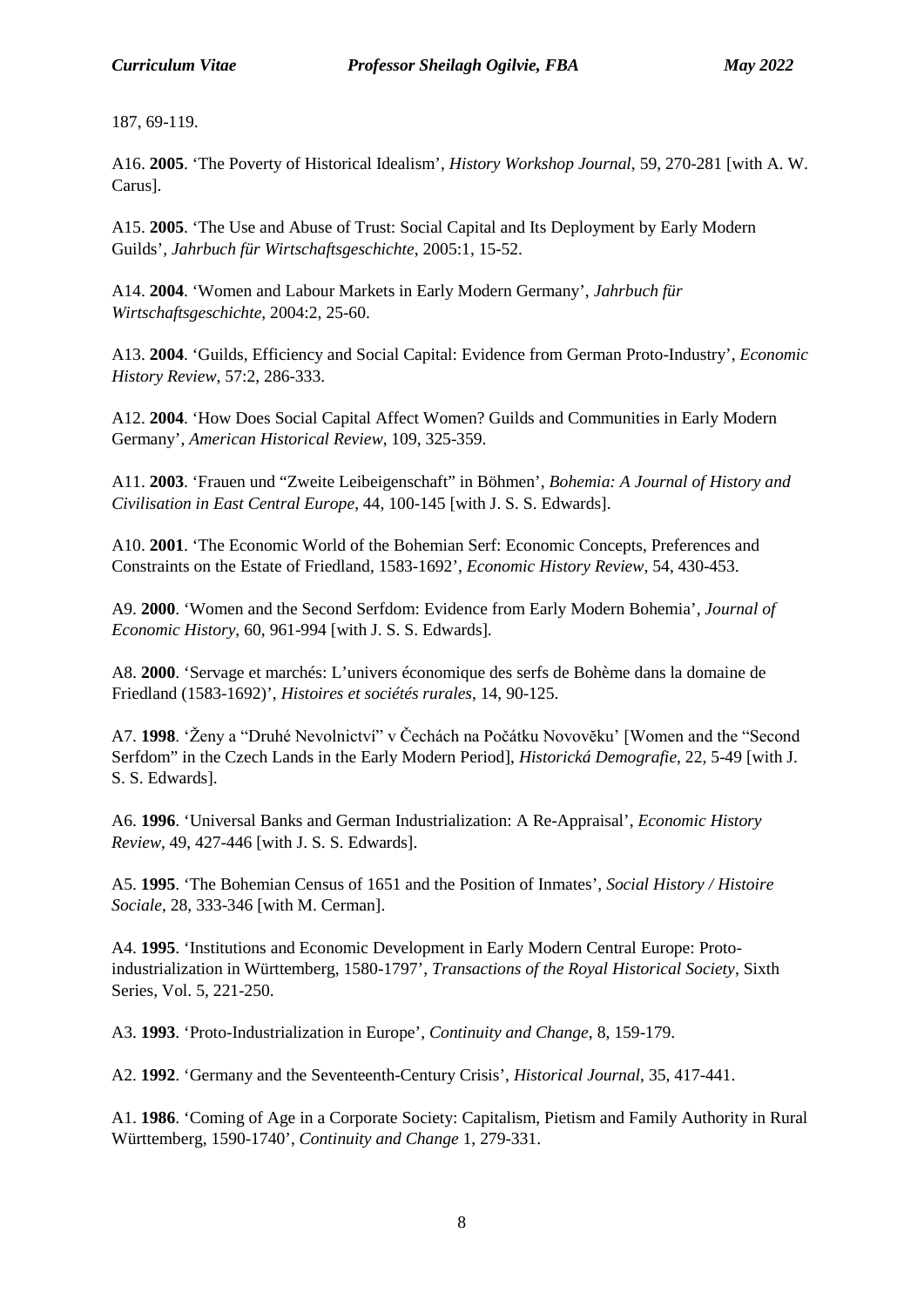187, 69-119.

A16. **2005**. ‘The Poverty of Historical Idealism’, *History Workshop Journal*, 59, 270-281 [with A. W. Carus].

A15. **2005**. ‘The Use and Abuse of Trust: Social Capital and Its Deployment by Early Modern Guilds’, *Jahrbuch für Wirtschaftsgeschichte*, 2005:1, 15-52.

A14. **2004**. ‘Women and Labour Markets in Early Modern Germany’, *Jahrbuch für Wirtschaftsgeschichte*, 2004:2, 25-60.

A13. **2004**. ‘Guilds, Efficiency and Social Capital: Evidence from German Proto-Industry’, *Economic History Review*, 57:2, 286-333.

A12. **2004**. ‘How Does Social Capital Affect Women? Guilds and Communities in Early Modern Germany’, *American Historical Review*, 109, 325-359.

A11. **2003**. ‘Frauen und “Zweite Leibeigenschaft” in Böhmen’, *Bohemia: A Journal of History and Civilisation in East Central Europe*, 44, 100-145 [with J. S. S. Edwards].

A10. **2001**. ‘The Economic World of the Bohemian Serf: Economic Concepts, Preferences and Constraints on the Estate of Friedland, 1583-1692’, *Economic History Review*, 54, 430-453.

A9. **2000**. ‘Women and the Second Serfdom: Evidence from Early Modern Bohemia’, *Journal of Economic History*, 60, 961-994 [with J. S. S. Edwards].

A8. **2000**. ‘Servage et marchés: L’univers économique des serfs de Bohème dans la domaine de Friedland (1583-1692)’, *Histoires et sociétés rurales*, 14, 90-125.

A7. **1998**. ‘Ženy a “Druhé Nevolnictví” v Čechách na Počátku Novověku’ [Women and the “Second Serfdom” in the Czech Lands in the Early Modern Period], *Historická Demografie*, 22, 5-49 [with J. S. S. Edwards].

A6. **1996**. ‘Universal Banks and German Industrialization: A Re-Appraisal’, *Economic History Review*, 49, 427-446 [with J. S. S. Edwards].

A5. **1995**. ‘The Bohemian Census of 1651 and the Position of Inmates’, *Social History / Histoire Sociale*, 28, 333-346 [with M. Cerman].

A4. **1995**. ‘Institutions and Economic Development in Early Modern Central Europe: Proto-industrialization in Württemberg, 1580-1797’, *Transactions of the Royal Historical Society*, Sixth Series, Vol. 5, 221-250.

A3. **1993**. ‘Proto-Industrialization in Europe’, *Continuity and Change*, 8, 159-179.

A2. **1992**. ‘Germany and the Seventeenth-Century Crisis’, *Historical Journal*, 35, 417-441.

A1. **1986**. ‘Coming of Age in a Corporate Society: Capitalism, Pietism and Family Authority in Rural Württemberg, 1590-1740’, *Continuity and Change* 1, 279-331.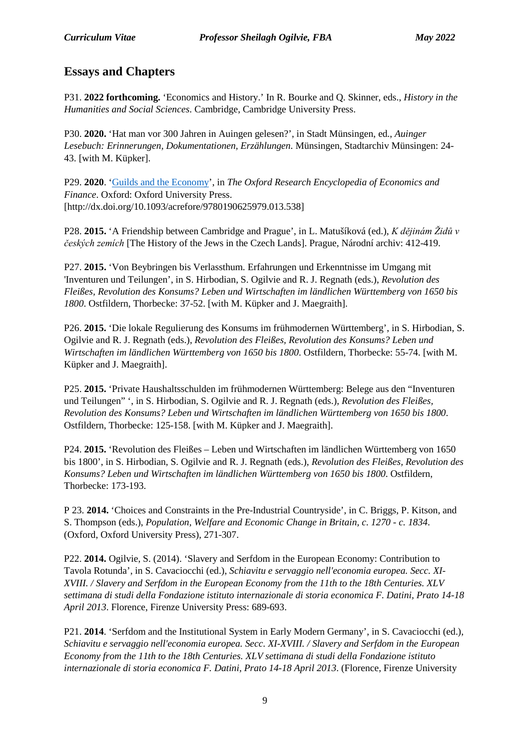## Essays and Chapters

P31. **2022 forthcoming.** 'Economics and History.' In R. Bourke and Q. Skinner, eds., *History in the Humanities and Social Sciences*. Cambridge, Cambridge University Press.

P30. **2020.** 'Hat man vor 300 Jahren in Auingen gelesen?', in Stadt Münsingen, ed., *Auinger Lesebuch: Erinnerungen, Dokumentationen, Erzählungen*. Münsingen, Stadtarchiv Münsingen: 24-43. [with M. Küpker].

P29. **2020**. 'Guilds and the Economy', in *The Oxford Research Encyclopedia of Economics and Finance*. Oxford: Oxford University Press. [http://dx.doi.org/10.1093/acrefore/9780190625979.013.538]

P28. **2015.** 'A Friendship between Cambridge and Prague', in L. Matušíková (ed.), *K dějinám Židů v českých zemích* [The History of the Jews in the Czech Lands]. Prague, Národní archiv: 412-419.

P27. **2015.** 'Von Beybringen bis Verlassthum. Erfahrungen und Erkenntnisse im Umgang mit 'Inventuren und Teilungen'', in S. Hirbodian, S. Ogilvie and R. J. Regnath (eds.), *Revolution des Fleißes, Revolution des Konsums? Leben und Wirtschaften im ländlichen Württemberg von 1650 bis 1800*. Ostfildern, Thorbecke: 37-52. [with M. Küpker and J. Maegraith].

P26. **2015.** 'Die lokale Regulierung des Konsums im frühmodernen Württemberg', in S. Hirbodian, S. Ogilvie and R. J. Regnath (eds.), *Revolution des Fleißes, Revolution des Konsums? Leben und Wirtschaften im ländlichen Württemberg von 1650 bis 1800*. Ostfildern, Thorbecke: 55-74. [with M. Küpker and J. Maegraith].

P25. **2015.** 'Private Haushaltsschulden im frühmodernen Württemberg: Belege aus den "Inventuren und Teilungen" ', in S. Hirbodian, S. Ogilvie and R. J. Regnath (eds.), *Revolution des Fleißes, Revolution des Konsums? Leben und Wirtschaften im ländlichen Württemberg von 1650 bis 1800*. Ostfildern, Thorbecke: 125-158. [with M. Küpker and J. Maegraith].

P24. **2015.** 'Revolution des Fleißes – Leben und Wirtschaften im ländlichen Württemberg von 1650 bis 1800', in S. Hirbodian, S. Ogilvie and R. J. Regnath (eds.), *Revolution des Fleißes, Revolution des Konsums? Leben und Wirtschaften im ländlichen Württemberg von 1650 bis 1800*. Ostfildern, Thorbecke: 173-193.

P 23. **2014.** 'Choices and Constraints in the Pre-Industrial Countryside', in C. Briggs, P. Kitson, and S. Thompson (eds.), *Population, Welfare and Economic Change in Britain, c. 1270 - c. 1834*. (Oxford, Oxford University Press), 271-307.

P22. **2014.** Ogilvie, S. (2014). 'Slavery and Serfdom in the European Economy: Contribution to Tavola Rotunda', in S. Cavaciocchi (ed.), *Schiavitu e servaggio nell'economia europea. Secc. XI-XVIII. / Slavery and Serfdom in the European Economy from the 11th to the 18th Centuries. XLV settimana di studi della Fondazione istituto internazionale di storia economica F. Datini, Prato 14-18 April 2013*. Florence, Firenze University Press: 689-693.

P21. **2014**. 'Serfdom and the Institutional System in Early Modern Germany', in S. Cavaciocchi (ed.), *Schiavitu e servaggio nell'economia europea. Secc. XI-XVIII. / Slavery and Serfdom in the European Economy from the 11th to the 18th Centuries. XLV settimana di studi della Fondazione istituto internazionale di storia economica F. Datini, Prato 14-18 April 2013*. (Florence, Firenze University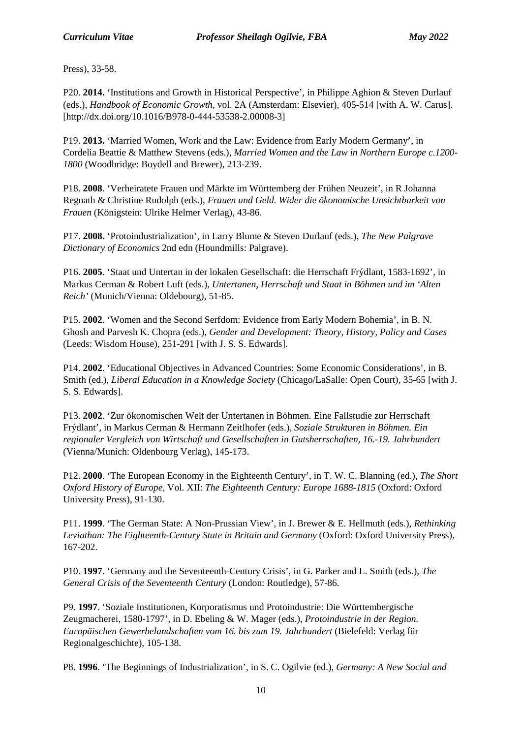Press), 33-58.

P20. **2014.** ‘Institutions and Growth in Historical Perspective’, in Philippe Aghion & Steven Durlauf (eds.), *Handbook of Economic Growth*, vol. 2A (Amsterdam: Elsevier), 405-514 [with A. W. Carus]. [http://dx.doi.org/10.1016/B978-0-444-53538-2.00008-3]

P19. **2013.** ‘Married Women, Work and the Law: Evidence from Early Modern Germany’, in Cordelia Beattie & Matthew Stevens (eds.), *Married Women and the Law in Northern Europe c.1200-1800* (Woodbridge: Boydell and Brewer), 213-239.

P18. **2008**. ‘Verheiratete Frauen und Märkte im Württemberg der Frühen Neuzeit’, in R Johanna Regnath & Christine Rudolph (eds.), *Frauen und Geld. Wider die ökonomische Unsichtbarkeit von Frauen* (Königstein: Ulrike Helmer Verlag), 43-86.

P17. **2008.** ‘Protoindustrialization’, in Larry Blume & Steven Durlauf (eds.), *The New Palgrave Dictionary of Economics* 2nd edn (Houndmills: Palgrave).

P16. **2005**. ‘Staat und Untertan in der lokalen Gesellschaft: die Herrschaft Frýdlant, 1583-1692’, in Markus Cerman & Robert Luft (eds.), *Untertanen, Herrschaft und Staat in Böhmen und im ‘Alten Reich’* (Munich/Vienna: Oldebourg), 51-85.

P15. **2002**. ‘Women and the Second Serfdom: Evidence from Early Modern Bohemia’, in B. N. Ghosh and Parvesh K. Chopra (eds.), *Gender and Development: Theory, History, Policy and Cases* (Leeds: Wisdom House), 251-291 [with J. S. S. Edwards].

P14. **2002**. ‘Educational Objectives in Advanced Countries: Some Economic Considerations’, in B. Smith (ed.), *Liberal Education in a Knowledge Society* (Chicago/LaSalle: Open Court), 35-65 [with J. S. S. Edwards].

P13. **2002**. ‘Zur ökonomischen Welt der Untertanen in Böhmen. Eine Fallstudie zur Herrschaft Frýdlant’, in Markus Cerman & Hermann Zeitlhofer (eds.), *Soziale Strukturen in Böhmen. Ein regionaler Vergleich von Wirtschaft und Gesellschaften in Gutsherrschaften, 16.-19. Jahrhundert* (Vienna/Munich: Oldenbourg Verlag), 145-173.

P12. **2000**. ‘The European Economy in the Eighteenth Century’, in T. W. C. Blanning (ed.), *The Short Oxford History of Europe*, Vol. XII: *The Eighteenth Century: Europe 1688-1815* (Oxford: Oxford University Press), 91-130.

P11. **1999**. ‘The German State: A Non-Prussian View’, in J. Brewer & E. Hellmuth (eds.), *Rethinking Leviathan: The Eighteenth-Century State in Britain and Germany* (Oxford: Oxford University Press), 167-202.

P10. **1997**. ‘Germany and the Seventeenth-Century Crisis’, in G. Parker and L. Smith (eds.), *The General Crisis of the Seventeenth Century* (London: Routledge), 57-86.

P9. **1997**. ‘Soziale Institutionen, Korporatismus und Protoindustrie: Die Württembergische Zeugmacherei, 1580-1797’, in D. Ebeling & W. Mager (eds.), *Protoindustrie in der Region. Europäischen Gewerbelandschaften vom 16. bis zum 19. Jahrhundert* (Bielefeld: Verlag für Regionalgeschichte), 105-138.

P8. **1996**. ‘The Beginnings of Industrialization’, in S. C. Ogilvie (ed.), *Germany: A New Social and*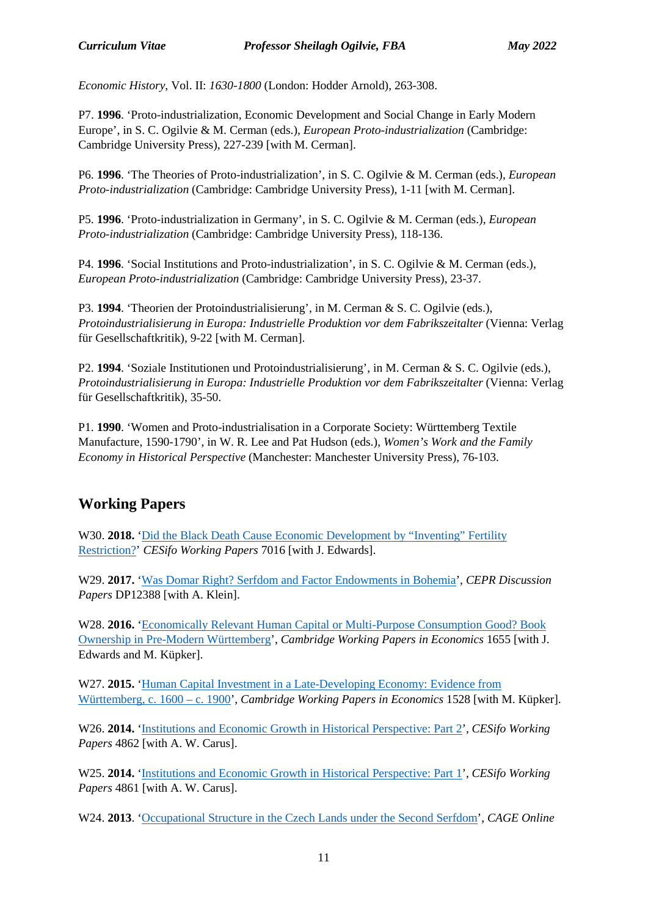*Economic History*, Vol. II: *1630-1800* (London: Hodder Arnold), 263-308.

P7. **1996**. 'Proto-industrialization, Economic Development and Social Change in Early Modern Europe', in S. C. Ogilvie & M. Cerman (eds.), *European Proto-industrialization* (Cambridge: Cambridge University Press), 227-239 [with M. Cerman].

P6. **1996**. 'The Theories of Proto-industrialization', in S. C. Ogilvie & M. Cerman (eds.), *European Proto-industrialization* (Cambridge: Cambridge University Press), 1-11 [with M. Cerman].

P5. **1996**. 'Proto-industrialization in Germany', in S. C. Ogilvie & M. Cerman (eds.), *European Proto-industrialization* (Cambridge: Cambridge University Press), 118-136.

P4. **1996**. 'Social Institutions and Proto-industrialization', in S. C. Ogilvie & M. Cerman (eds.), *European Proto-industrialization* (Cambridge: Cambridge University Press), 23-37.

P3. **1994**. 'Theorien der Protoindustrialisierung', in M. Cerman & S. C. Ogilvie (eds.), *Protoindustrialisierung in Europa: Industrielle Produktion vor dem Fabrikszeitalter* (Vienna: Verlag für Gesellschaftkritik), 9-22 [with M. Cerman].

P2. **1994**. 'Soziale Institutionen und Protoindustrialisierung', in M. Cerman & S. C. Ogilvie (eds.), *Protoindustrialisierung in Europa: Industrielle Produktion vor dem Fabrikszeitalter* (Vienna: Verlag für Gesellschaftkritik), 35-50.

P1. **1990**. 'Women and Proto-industrialisation in a Corporate Society: Württemberg Textile Manufacture, 1590-1790', in W. R. Lee and Pat Hudson (eds.), *Women's Work and the Family Economy in Historical Perspective* (Manchester: Manchester University Press), 76-103.

## Working Papers

W30. **2018.** 'Did the Black Death Cause Economic Development by "Inventing" Fertility Restriction?' *CESifo Working Papers* 7016 [with J. Edwards].

W29. **2017.** 'Was Domar Right? Serfdom and Factor Endowments in Bohemia', *CEPR Discussion Papers* DP12388 [with A. Klein].

W28. **2016.** 'Economically Relevant Human Capital or Multi-Purpose Consumption Good? Book Ownership in Pre-Modern Württemberg', *Cambridge Working Papers in Economics* 1655 [with J. Edwards and M. Küpker].

W27. **2015.** 'Human Capital Investment in a Late-Developing Economy: Evidence from Württemberg, c. 1600 – c. 1900', *Cambridge Working Papers in Economics* 1528 [with M. Küpker].

W26. **2014.** 'Institutions and Economic Growth in Historical Perspective: Part 2', *CESifo Working Papers* 4862 [with A. W. Carus].

W25. **2014.** 'Institutions and Economic Growth in Historical Perspective: Part 1', *CESifo Working Papers* 4861 [with A. W. Carus].

W24. **2013**. 'Occupational Structure in the Czech Lands under the Second Serfdom', *CAGE Online*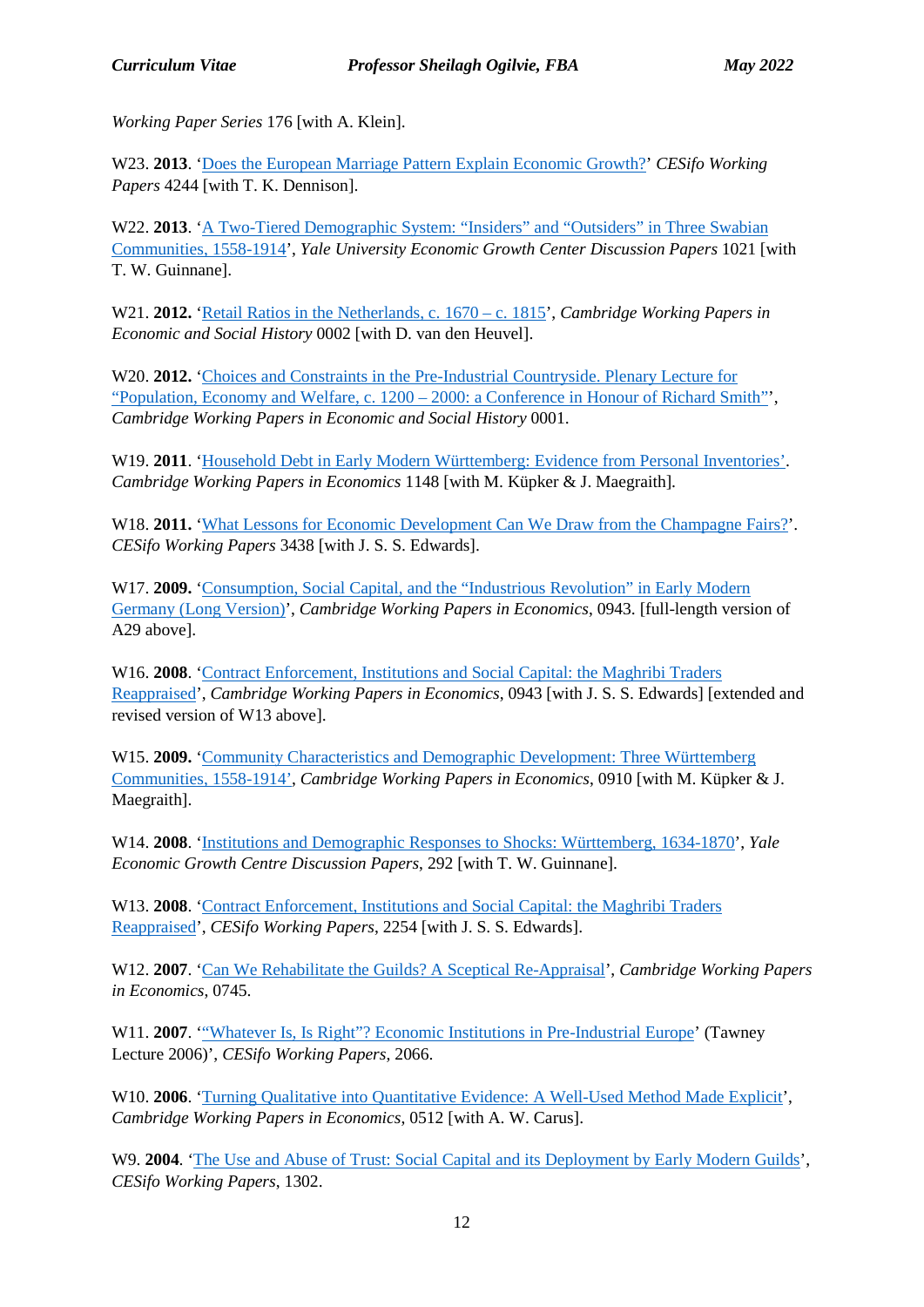*Working Paper Series* 176 [with A. Klein].

W23. **2013**. 'Does the European Marriage Pattern Explain Economic Growth?' *CESifo Working Papers* 4244 [with T. K. Dennison].

W22. **2013**. 'A Two-Tiered Demographic System: "Insiders" and "Outsiders" in Three Swabian Communities, 1558-1914', *Yale University Economic Growth Center Discussion Papers* 1021 [with T. W. Guinnane].

W21. **2012.** 'Retail Ratios in the Netherlands, c. 1670 – c. 1815', *Cambridge Working Papers in Economic and Social History* 0002 [with D. van den Heuvel].

W20. **2012.** 'Choices and Constraints in the Pre-Industrial Countryside. Plenary Lecture for "Population, Economy and Welfare, c. 1200 – 2000: a Conference in Honour of Richard Smith"', *Cambridge Working Papers in Economic and Social History* 0001.

W19. **2011**. 'Household Debt in Early Modern Württemberg: Evidence from Personal Inventories'. *Cambridge Working Papers in Economics* 1148 [with M. Küpker & J. Maegraith].

W18. **2011.** 'What Lessons for Economic Development Can We Draw from the Champagne Fairs?'. *CESifo Working Papers* 3438 [with J. S. S. Edwards].

W17. **2009.** 'Consumption, Social Capital, and the "Industrious Revolution" in Early Modern Germany (Long Version)', *Cambridge Working Papers in Economics*, 0943. [full-length version of A29 above].

W16. **2008**. 'Contract Enforcement, Institutions and Social Capital: the Maghribi Traders Reappraised', *Cambridge Working Papers in Economics*, 0943 [with J. S. S. Edwards] [extended and revised version of W13 above].

W15. **2009.** 'Community Characteristics and Demographic Development: Three Württemberg Communities, 1558-1914', *Cambridge Working Papers in Economics*, 0910 [with M. Küpker & J. Maegraith].

W14. **2008**. 'Institutions and Demographic Responses to Shocks: Württemberg, 1634-1870', *Yale Economic Growth Centre Discussion Papers*, 292 [with T. W. Guinnane].

W13. **2008**. 'Contract Enforcement, Institutions and Social Capital: the Maghribi Traders Reappraised', *CESifo Working Papers*, 2254 [with J. S. S. Edwards].

W12. **2007**. 'Can We Rehabilitate the Guilds? A Sceptical Re-Appraisal', *Cambridge Working Papers in Economics*, 0745.

W11. **2007**. '"Whatever Is, Is Right"? Economic Institutions in Pre-Industrial Europe' (Tawney Lecture 2006)', *CESifo Working Papers*, 2066.

W10. **2006**. 'Turning Qualitative into Quantitative Evidence: A Well-Used Method Made Explicit', *Cambridge Working Papers in Economics*, 0512 [with A. W. Carus].

W9. **2004**. 'The Use and Abuse of Trust: Social Capital and its Deployment by Early Modern Guilds', *CESifo Working Papers*, 1302.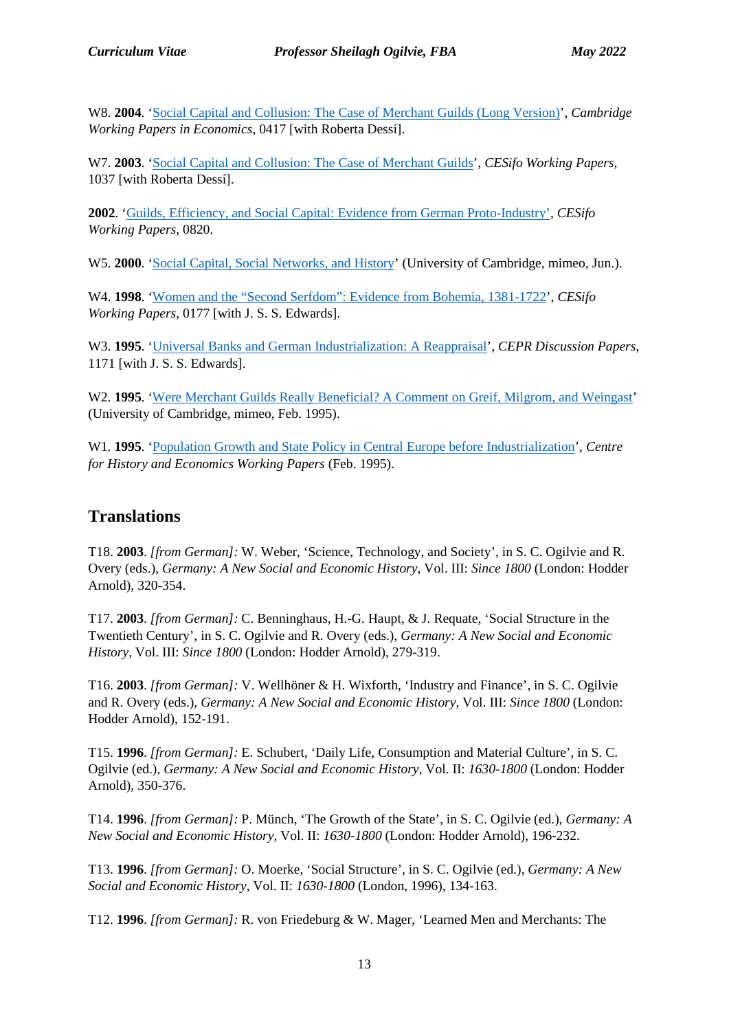W8. **2004**. '[Social Capital and Collusion: The Case of Merchant Guilds (Long Version)](#)', *Cambridge Working Papers in Economics*, 0417 [with Roberta Dessí].

W7. **2003**. '[Social Capital and Collusion: The Case of Merchant Guilds](#)', *CESifo Working Papers*, 1037 [with Roberta Dessí].

**2002**. '[Guilds, Efficiency, and Social Capital: Evidence from German Proto-Industry](#)', *CESifo Working Papers*, 0820.

W5. **2000**. '[Social Capital, Social Networks, and History](#)' (University of Cambridge, mimeo, Jun.).

W4. **1998**. '[Women and the "Second Serfdom": Evidence from Bohemia, 1381-1722](#)', *CESifo Working Papers*, 0177 [with J. S. S. Edwards].

W3. **1995**. '[Universal Banks and German Industrialization: A Reappraisal](#)', *CEPR Discussion Papers*, 1171 [with J. S. S. Edwards].

W2. **1995**. '[Were Merchant Guilds Really Beneficial? A Comment on Greif, Milgrom, and Weingast](#)' (University of Cambridge, mimeo, Feb. 1995).

W1. **1995**. '[Population Growth and State Policy in Central Europe before Industrialization](#)', *Centre for History and Economics Working Papers* (Feb. 1995).

## Translations

T18. **2003**. *[from German]:* W. Weber, 'Science, Technology, and Society', in S. C. Ogilvie and R. Overy (eds.), *Germany: A New Social and Economic History*, Vol. III: *Since 1800* (London: Hodder Arnold), 320-354.

T17. **2003**. *[from German]:* C. Benninghaus, H.-G. Haupt, & J. Requate, 'Social Structure in the Twentieth Century', in S. C. Ogilvie and R. Overy (eds.), *Germany: A New Social and Economic History*, Vol. III: *Since 1800* (London: Hodder Arnold), 279-319.

T16. **2003**. *[from German]:* V. Wellhöner & H. Wixforth, 'Industry and Finance', in S. C. Ogilvie and R. Overy (eds.), *Germany: A New Social and Economic History*, Vol. III: *Since 1800* (London: Hodder Arnold), 152-191.

T15. **1996**. *[from German]:* E. Schubert, 'Daily Life, Consumption and Material Culture', in S. C. Ogilvie (ed.), *Germany: A New Social and Economic History*, Vol. II: *1630-1800* (London: Hodder Arnold), 350-376.

T14. **1996**. *[from German]:* P. Münch, 'The Growth of the State', in S. C. Ogilvie (ed.), *Germany: A New Social and Economic History*, Vol. II: *1630-1800* (London: Hodder Arnold), 196-232.

T13. **1996**. *[from German]:* O. Moerke, 'Social Structure', in S. C. Ogilvie (ed.), *Germany: A New Social and Economic History*, Vol. II: *1630-1800* (London, 1996), 134-163.

T12. **1996**. *[from German]:* R. von Friedeburg & W. Mager, 'Learned Men and Merchants: The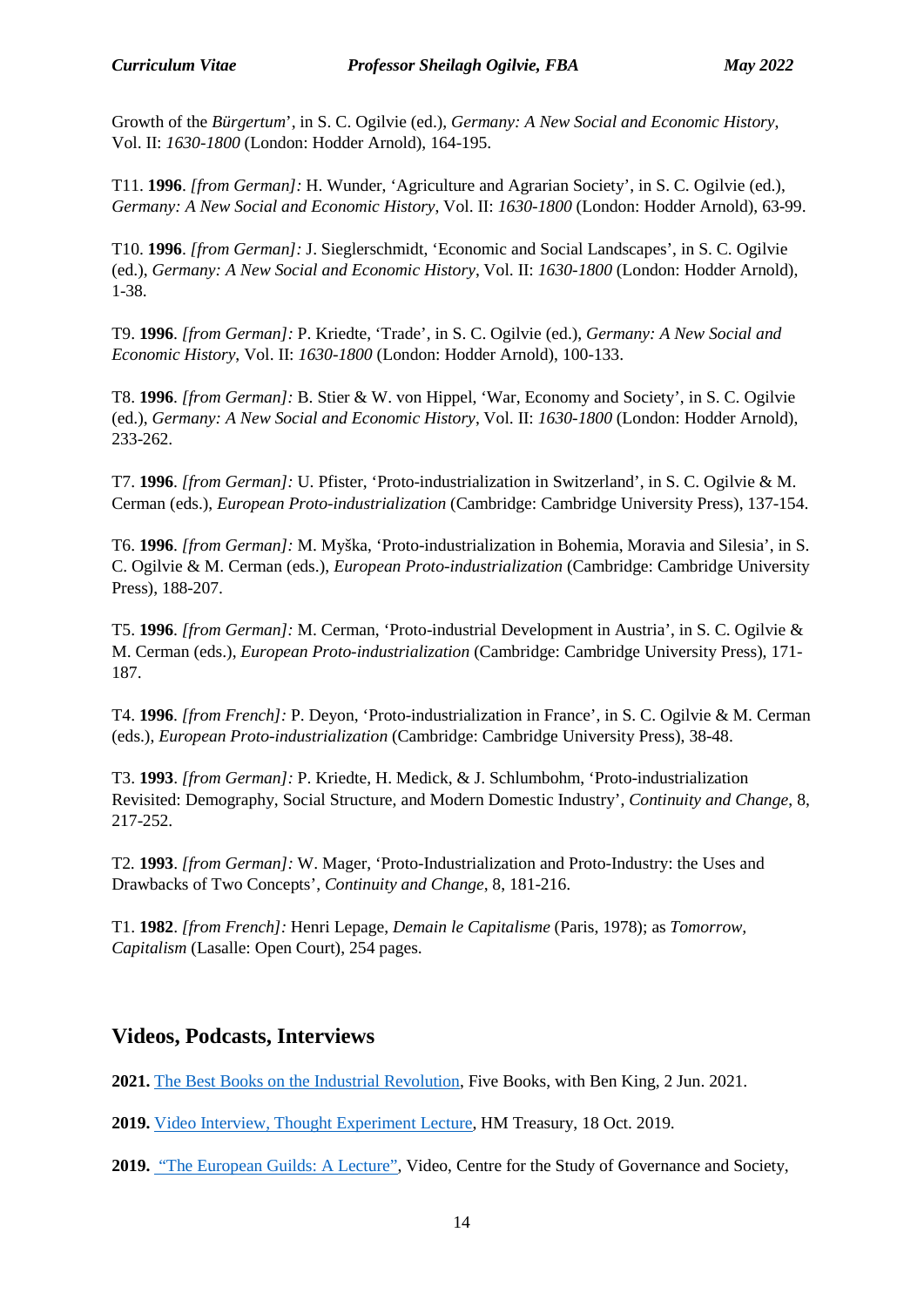Growth of the *Bürgertum*', in S. C. Ogilvie (ed.), *Germany: A New Social and Economic History*, Vol. II: *1630-1800* (London: Hodder Arnold), 164-195.

T11. **1996**. *[from German]:* H. Wunder, 'Agriculture and Agrarian Society', in S. C. Ogilvie (ed.), *Germany: A New Social and Economic History*, Vol. II: *1630-1800* (London: Hodder Arnold), 63-99.

T10. **1996**. *[from German]:* J. Sieglerschmidt, 'Economic and Social Landscapes', in S. C. Ogilvie (ed.), *Germany: A New Social and Economic History*, Vol. II: *1630-1800* (London: Hodder Arnold), 1-38.

T9. **1996**. *[from German]:* P. Kriedte, 'Trade', in S. C. Ogilvie (ed.), *Germany: A New Social and Economic History*, Vol. II: *1630-1800* (London: Hodder Arnold), 100-133.

T8. **1996**. *[from German]:* B. Stier & W. von Hippel, 'War, Economy and Society', in S. C. Ogilvie (ed.), *Germany: A New Social and Economic History*, Vol. II: *1630-1800* (London: Hodder Arnold), 233-262.

T7. **1996**. *[from German]:* U. Pfister, 'Proto-industrialization in Switzerland', in S. C. Ogilvie & M. Cerman (eds.), *European Proto-industrialization* (Cambridge: Cambridge University Press), 137-154.

T6. **1996**. *[from German]:* M. Myška, 'Proto-industrialization in Bohemia, Moravia and Silesia', in S. C. Ogilvie & M. Cerman (eds.), *European Proto-industrialization* (Cambridge: Cambridge University Press), 188-207.

T5. **1996**. *[from German]:* M. Cerman, 'Proto-industrial Development in Austria', in S. C. Ogilvie & M. Cerman (eds.), *European Proto-industrialization* (Cambridge: Cambridge University Press), 171-187.

T4. **1996**. *[from French]:* P. Deyon, 'Proto-industrialization in France', in S. C. Ogilvie & M. Cerman (eds.), *European Proto-industrialization* (Cambridge: Cambridge University Press), 38-48.

T3. **1993**. *[from German]:* P. Kriedte, H. Medick, & J. Schlumbohm, 'Proto-industrialization Revisited: Demography, Social Structure, and Modern Domestic Industry', *Continuity and Change*, 8, 217-252.

T2. **1993**. *[from German]:* W. Mager, 'Proto-Industrialization and Proto-Industry: the Uses and Drawbacks of Two Concepts', *Continuity and Change*, 8, 181-216.

T1. **1982**. *[from French]:* Henri Lepage, *Demain le Capitalisme* (Paris, 1978); as *Tomorrow, Capitalism* (Lasalle: Open Court), 254 pages.

## Videos, Podcasts, Interviews

**2021.** The Best Books on the Industrial Revolution, Five Books, with Ben King, 2 Jun. 2021.

**2019.** Video Interview, Thought Experiment Lecture, HM Treasury, 18 Oct. 2019.

**2019.** "The European Guilds: A Lecture", Video, Centre for the Study of Governance and Society,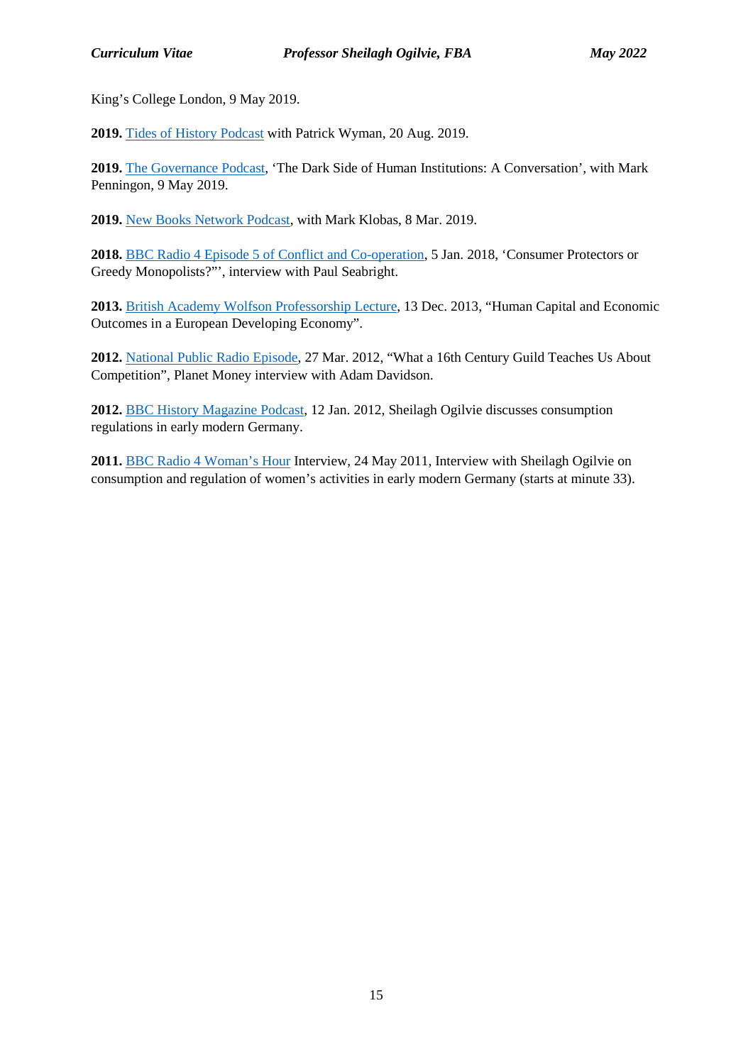King's College London, 9 May 2019.

**2019.** Tides of History Podcast with Patrick Wyman, 20 Aug. 2019.

**2019.** The Governance Podcast, 'The Dark Side of Human Institutions: A Conversation', with Mark Penningon, 9 May 2019.

**2019.** New Books Network Podcast, with Mark Klobas, 8 Mar. 2019.

**2018.** BBC Radio 4 Episode 5 of Conflict and Co-operation, 5 Jan. 2018, 'Consumer Protectors or Greedy Monopolists?"', interview with Paul Seabright.

**2013.** British Academy Wolfson Professorship Lecture, 13 Dec. 2013, "Human Capital and Economic Outcomes in a European Developing Economy".

**2012.** National Public Radio Episode, 27 Mar. 2012, "What a 16th Century Guild Teaches Us About Competition", Planet Money interview with Adam Davidson.

**2012.** BBC History Magazine Podcast, 12 Jan. 2012, Sheilagh Ogilvie discusses consumption regulations in early modern Germany.

**2011.** BBC Radio 4 Woman's Hour Interview, 24 May 2011, Interview with Sheilagh Ogilvie on consumption and regulation of women's activities in early modern Germany (starts at minute 33).